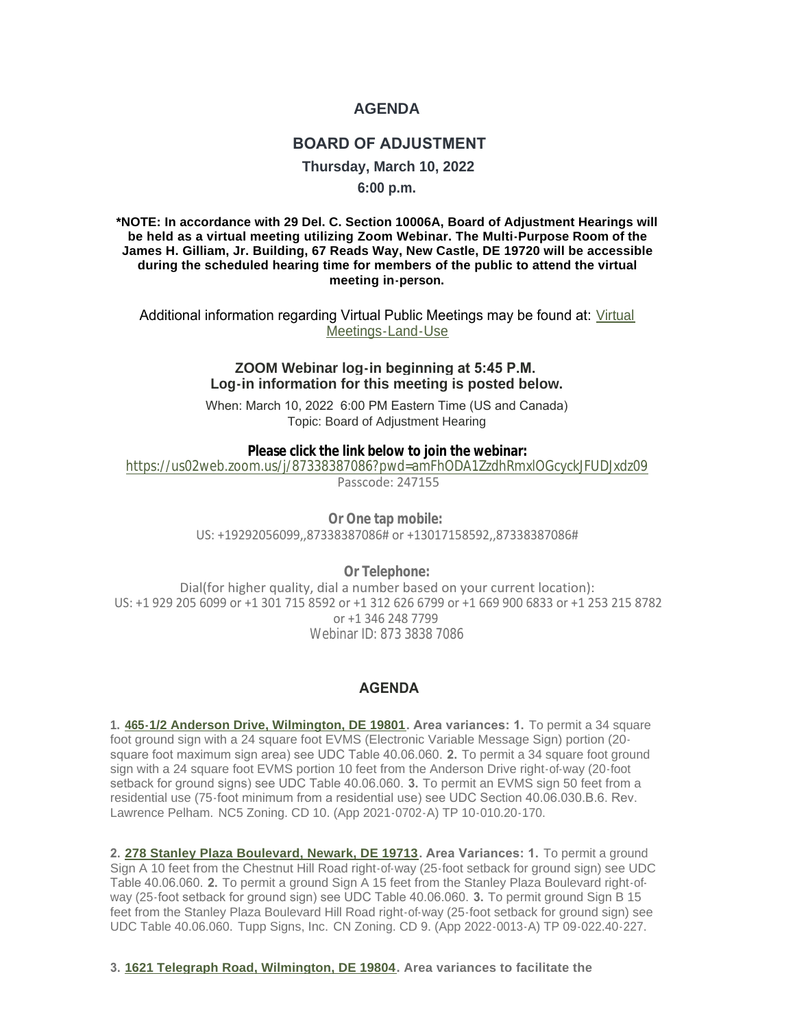# AGENDA

## BOARD OF ADJUSTMENT

**Thursday, March 10, 2022**

**6:00 p.m.**

**\*NOTE: In accordance with 29 Del. C. Section 10006A, Board of Adjustment Hearings will be held as a virtual meeting utilizing Zoom Webinar. The Multi-Purpose Room of the James H. Gilliam, Jr. Building, 67 Reads Way, New Castle, DE 19720 will be accessible during the scheduled hearing time for members of the public to attend the virtual meeting in-person.**

Additional information regarding Virtual Public Meetings may be found at: [Virtual Meetings-Land-Use]

**ZOOM Webinar log-in beginning at 5:45 P.M.**
**Log-in information for this meeting is posted below.**

When: March 10, 2022 6:00 PM Eastern Time (US and Canada)
Topic: Board of Adjustment Hearing

**Please click the link below to join the webinar:**
https://us02web.zoom.us/j/87338387086?pwd=amFhODA1ZzdhRmxlOGcyckJFUDJxdz09
Passcode: 247155

**Or One tap mobile:**
US: +19292056099,,87338387086# or +13017158592,,87338387086#

**Or Telephone:**
Dial(for higher quality, dial a number based on your current location):
US: +1 929 205 6099 or +1 301 715 8592 or +1 312 626 6799 or +1 669 900 6833 or +1 253 215 8782 or +1 346 248 7799
Webinar ID: 873 3838 7086

## AGENDA

**1. [465-1/2 Anderson Drive, Wilmington, DE 19801]. Area variances: 1.** To permit a 34 square foot ground sign with a 24 square foot EVMS (Electronic Variable Message Sign) portion (20-square foot maximum sign area) see UDC Table 40.06.060. **2.** To permit a 34 square foot ground sign with a 24 square foot EVMS portion 10 feet from the Anderson Drive right-of-way (20-foot setback for ground signs) see UDC Table 40.06.060. **3.** To permit an EVMS sign 50 feet from a residential use (75-foot minimum from a residential use) see UDC Section 40.06.030.B.6. Rev. Lawrence Pelham. NC5 Zoning. CD 10. (App 2021-0702-A) TP 10-010.20-170.

**2. [278 Stanley Plaza Boulevard, Newark, DE 19713]. Area Variances: 1.** To permit a ground Sign A 10 feet from the Chestnut Hill Road right-of-way (25-foot setback for ground sign) see UDC Table 40.06.060. **2.** To permit a ground Sign A 15 feet from the Stanley Plaza Boulevard right-of-way (25-foot setback for ground sign) see UDC Table 40.06.060. **3.** To permit ground Sign B 15 feet from the Stanley Plaza Boulevard Hill Road right-of-way (25-foot setback for ground sign) see UDC Table 40.06.060. Tupp Signs, Inc. CN Zoning. CD 9. (App 2022-0013-A) TP 09-022.40-227.

**3. [1621 Telegraph Road, Wilmington, DE 19804]. Area variances to facilitate the**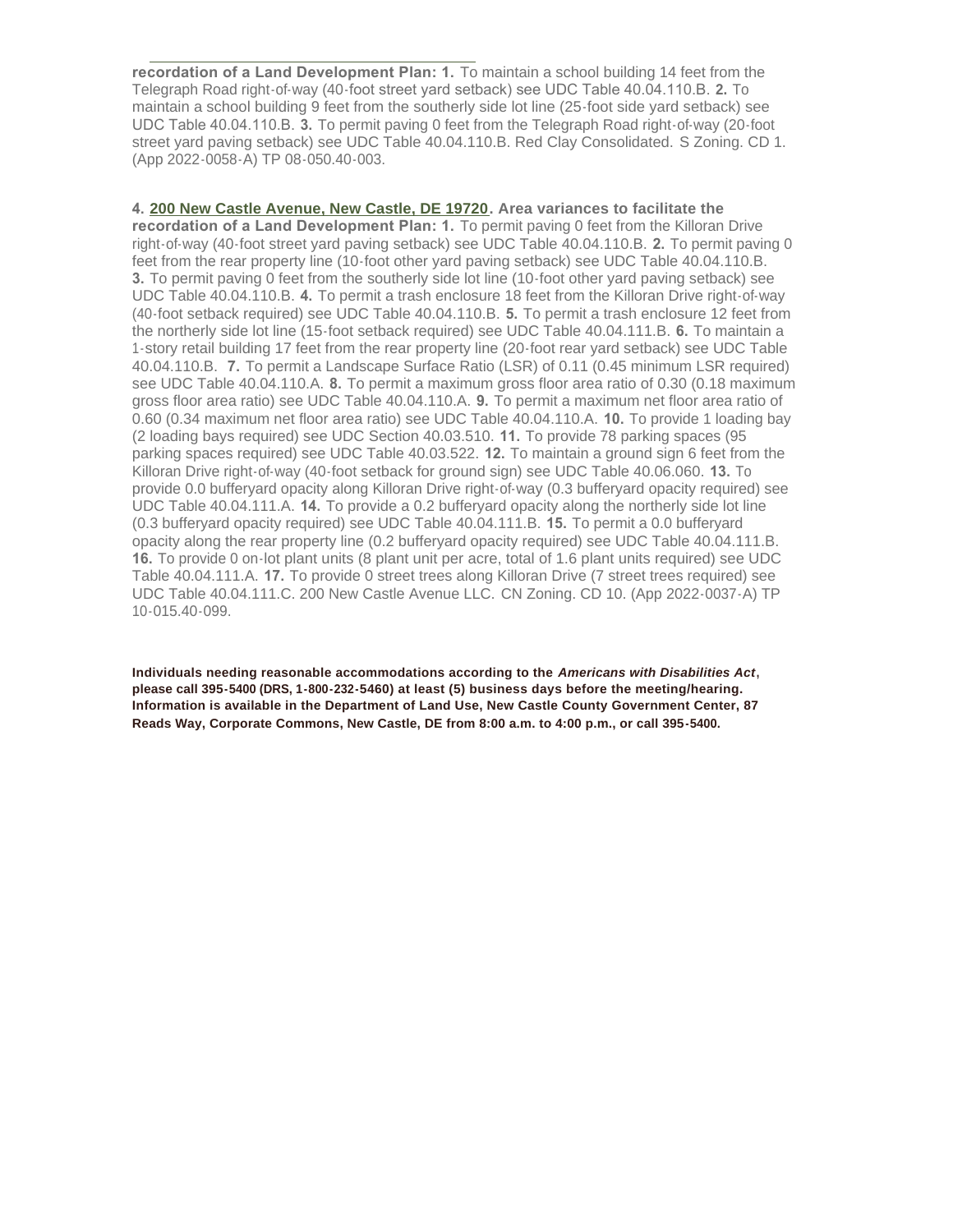**recordation of a Land Development Plan: 1.** To maintain a school building 14 feet from the Telegraph Road right-of-way (40-foot street yard setback) see UDC Table 40.04.110.B. **2.** To maintain a school building 9 feet from the southerly side lot line (25-foot side yard setback) see UDC Table 40.04.110.B. **3.** To permit paving 0 feet from the Telegraph Road right-of-way (20-foot street yard paving setback) see UDC Table 40.04.110.B. Red Clay Consolidated. S Zoning. CD 1. (App 2022-0058-A) TP 08-050.40-003.

**4. 200 New Castle Avenue, New Castle, DE 19720. Area variances to facilitate the recordation of a Land Development Plan: 1.** To permit paving 0 feet from the Killoran Drive right-of-way (40-foot street yard paving setback) see UDC Table 40.04.110.B. **2.** To permit paving 0 feet from the rear property line (10-foot other yard paving setback) see UDC Table 40.04.110.B. **3.** To permit paving 0 feet from the southerly side lot line (10-foot other yard paving setback) see UDC Table 40.04.110.B. **4.** To permit a trash enclosure 18 feet from the Killoran Drive right-of-way (40-foot setback required) see UDC Table 40.04.110.B. **5.** To permit a trash enclosure 12 feet from the northerly side lot line (15-foot setback required) see UDC Table 40.04.111.B. **6.** To maintain a 1-story retail building 17 feet from the rear property line (20-foot rear yard setback) see UDC Table 40.04.110.B. **7.** To permit a Landscape Surface Ratio (LSR) of 0.11 (0.45 minimum LSR required) see UDC Table 40.04.110.A. **8.** To permit a maximum gross floor area ratio of 0.30 (0.18 maximum gross floor area ratio) see UDC Table 40.04.110.A. **9.** To permit a maximum net floor area ratio of 0.60 (0.34 maximum net floor area ratio) see UDC Table 40.04.110.A. **10.** To provide 1 loading bay (2 loading bays required) see UDC Section 40.03.510. **11.** To provide 78 parking spaces (95 parking spaces required) see UDC Table 40.03.522. **12.** To maintain a ground sign 6 feet from the Killoran Drive right-of-way (40-foot setback for ground sign) see UDC Table 40.06.060. **13.** To provide 0.0 bufferyard opacity along Killoran Drive right-of-way (0.3 bufferyard opacity required) see UDC Table 40.04.111.A. **14.** To provide a 0.2 bufferyard opacity along the northerly side lot line (0.3 bufferyard opacity required) see UDC Table 40.04.111.B. **15.** To permit a 0.0 bufferyard opacity along the rear property line (0.2 bufferyard opacity required) see UDC Table 40.04.111.B. **16.** To provide 0 on-lot plant units (8 plant unit per acre, total of 1.6 plant units required) see UDC Table 40.04.111.A. **17.** To provide 0 street trees along Killoran Drive (7 street trees required) see UDC Table 40.04.111.C. 200 New Castle Avenue LLC. CN Zoning. CD 10. (App 2022-0037-A) TP 10-015.40-099.

**Individuals needing reasonable accommodations according to the *Americans with Disabilities Act*, please call 395-5400 (DRS, 1-800-232-5460) at least (5) business days before the meeting/hearing. Information is available in the Department of Land Use, New Castle County Government Center, 87 Reads Way, Corporate Commons, New Castle, DE from 8:00 a.m. to 4:00 p.m., or call 395-5400.**